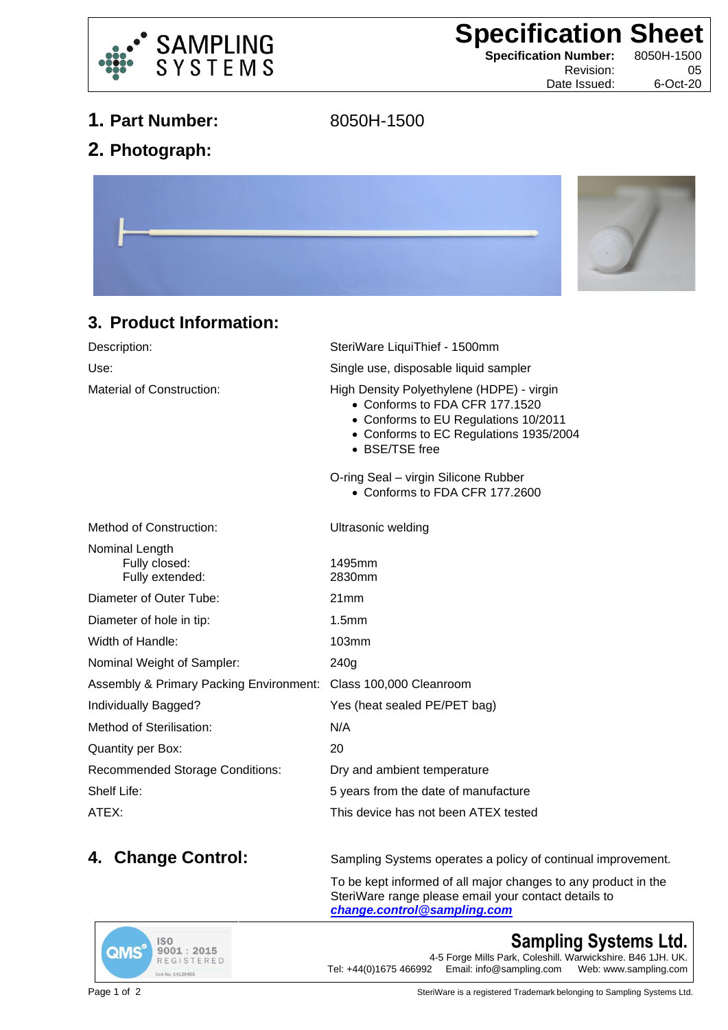SAMPLING SYSTEMS

# Specification Sheet

**Specification Number:** 8050H-1500
Revision: 05
Date Issued: 6-Oct-20

## 1. Part Number: 8050H-1500

## 2. Photograph:

## 3. Product Information:

| | |
|---|---|
| Description: | SteriWare LiquiThief - 1500mm |
| Use: | Single use, disposable liquid sampler |
| Material of Construction: | High Density Polyethylene (HDPE) - virgin<br>• Conforms to FDA CFR 177.1520<br>• Conforms to EU Regulations 10/2011<br>• Conforms to EC Regulations 1935/2004<br>• BSE/TSE free<br><br>O-ring Seal – virgin Silicone Rubber<br>• Conforms to FDA CFR 177.2600 |
| Method of Construction: | Ultrasonic welding |
| Nominal Length<br>Fully closed:<br>Fully extended: | <br>1495mm<br>2830mm |
| Diameter of Outer Tube: | 21mm |
| Diameter of hole in tip: | 1.5mm |
| Width of Handle: | 103mm |
| Nominal Weight of Sampler: | 240g |
| Assembly & Primary Packing Environment: | Class 100,000 Cleanroom |
| Individually Bagged? | Yes (heat sealed PE/PET bag) |
| Method of Sterilisation: | N/A |
| Quantity per Box: | 20 |
| Recommended Storage Conditions: | Dry and ambient temperature |
| Shelf Life: | 5 years from the date of manufacture |
| ATEX: | This device has not been ATEX tested |

## 4. Change Control:

Sampling Systems operates a policy of continual improvement.

To be kept informed of all major changes to any product in the SteriWare range please email your contact details to ***change.control@sampling.com***

QMS ISO 9001 : 2015 REGISTERED Cert No. 14128455

**Sampling Systems Ltd.**
4-5 Forge Mills Park, Coleshill. Warwickshire. B46 1JH. UK.
Tel: +44(0)1675 466992 Email: info@sampling.com Web: www.sampling.com

SteriWare is a registered Trademark belonging to Sampling Systems Ltd.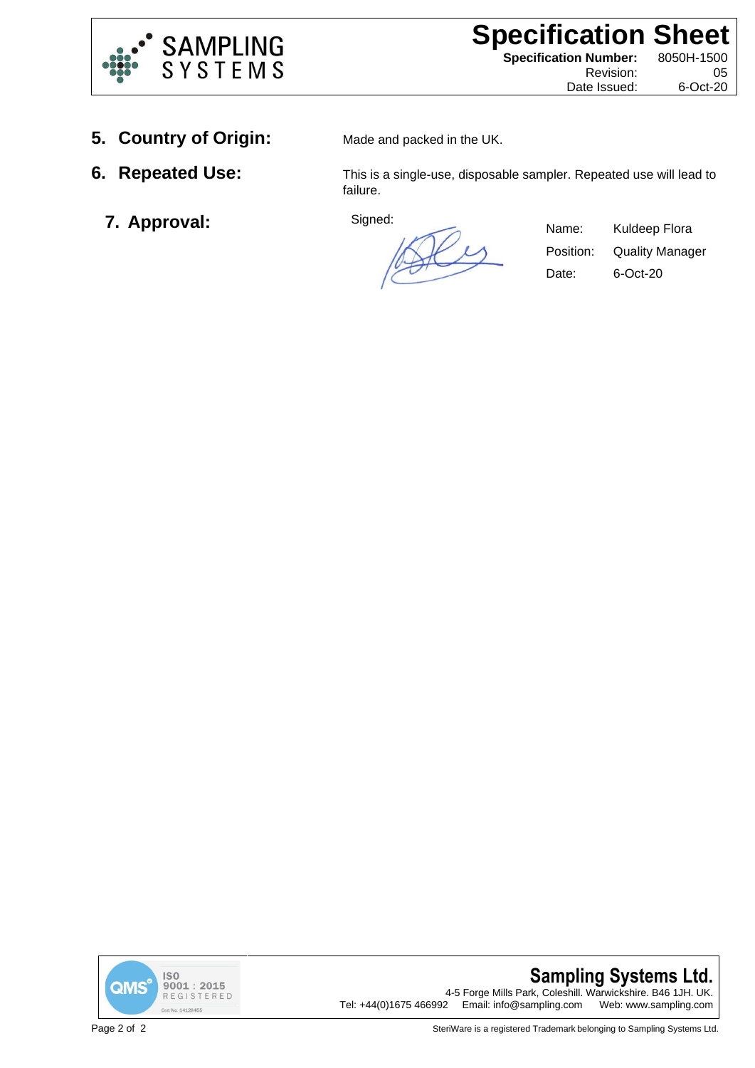# Specification Sheet

**Specification Number:** 8050H-1500
Revision: 05
Date Issued: 6-Oct-20

## 5. Country of Origin:

Made and packed in the UK.

## 6. Repeated Use:

This is a single-use, disposable sampler. Repeated use will lead to failure.

## 7. Approval:

Signed:

| | |
|---|---|
| Name: | Kuldeep Flora |
| Position: | Quality Manager |
| Date: | 6-Oct-20 |

ISO 9001 : 2015 REGISTERED

**Sampling Systems Ltd.**
4-5 Forge Mills Park, Coleshill. Warwickshire. B46 1JH. UK.
Tel: +44(0)1675 466992 Email: info@sampling.com Web: www.sampling.com

SteriWare is a registered Trademark belonging to Sampling Systems Ltd.